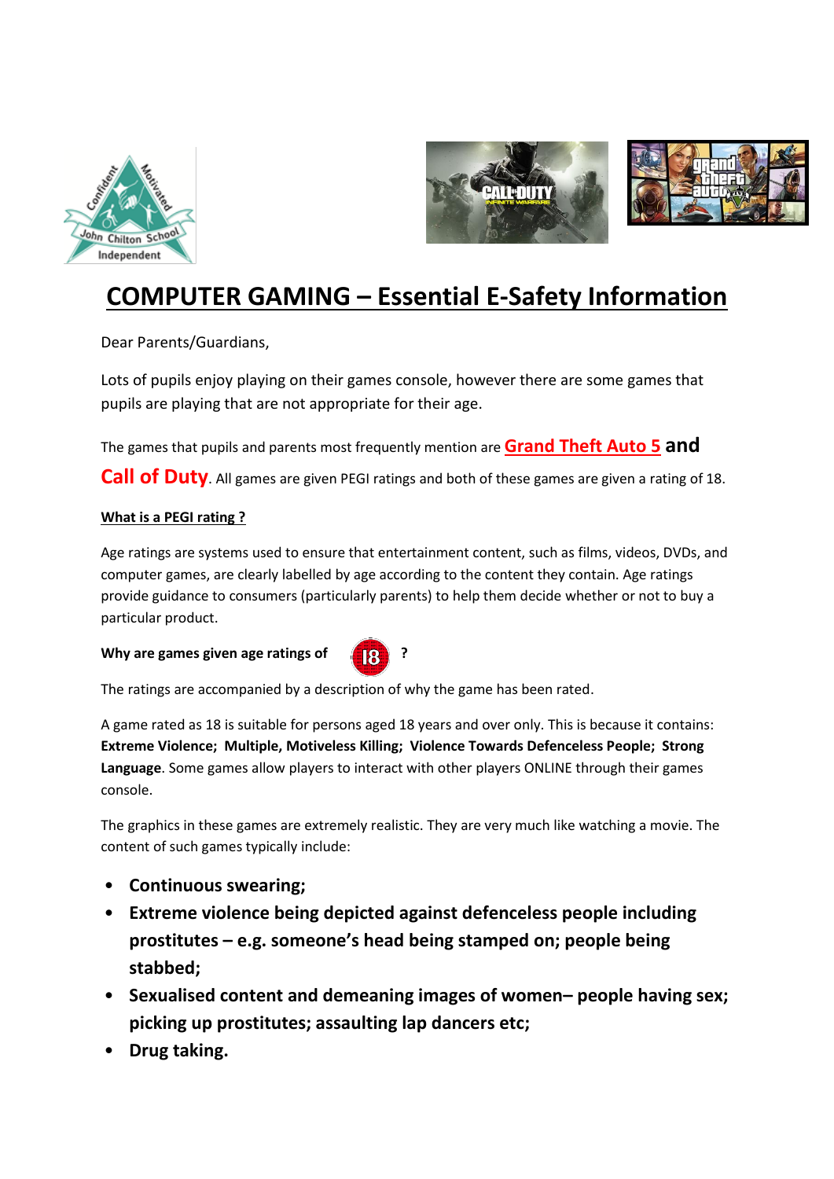# COMPUTER GAMING – Essential E-Safety Information

Dear Parents/Guardians,

Lots of pupils enjoy playing on their games console, however there are some games that pupils are playing that are not appropriate for their age.

The games that pupils and parents most frequently mention are **Grand Theft Auto 5** **and** **Call of Duty**. All games are given PEGI ratings and both of these games are given a rating of 18.

**What is a PEGI rating ?**

Age ratings are systems used to ensure that entertainment content, such as films, videos, DVDs, and computer games, are clearly labelled by age according to the content they contain. Age ratings provide guidance to consumers (particularly parents) to help them decide whether or not to buy a particular product.

**Why are games given age ratings of 18 ?**

The ratings are accompanied by a description of why the game has been rated.

A game rated as 18 is suitable for persons aged 18 years and over only. This is because it contains: **Extreme Violence; Multiple, Motiveless Killing; Violence Towards Defenceless People; Strong Language**. Some games allow players to interact with other players ONLINE through their games console.

The graphics in these games are extremely realistic. They are very much like watching a movie. The content of such games typically include:

- **Continuous swearing;**
- **Extreme violence being depicted against defenceless people including prostitutes – e.g. someone's head being stamped on; people being stabbed;**
- **Sexualised content and demeaning images of women– people having sex; picking up prostitutes; assaulting lap dancers etc;**
- **Drug taking.**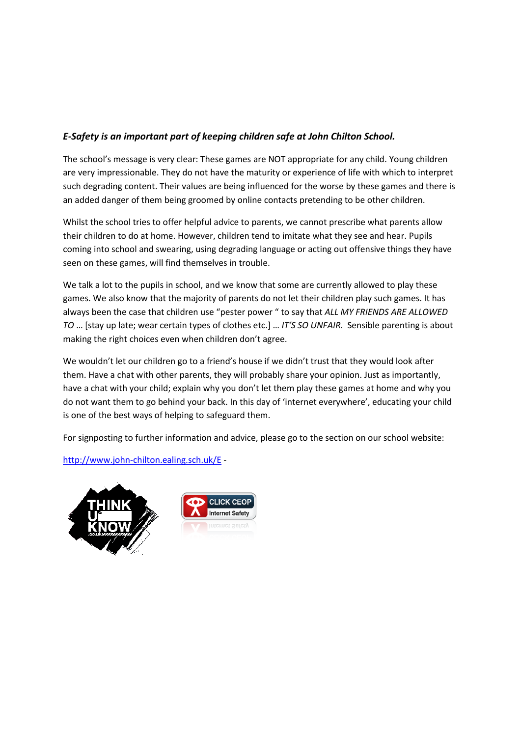***E-Safety is an important part of keeping children safe at John Chilton School.***

The school's message is very clear: These games are NOT appropriate for any child. Young children are very impressionable. They do not have the maturity or experience of life with which to interpret such degrading content. Their values are being influenced for the worse by these games and there is an added danger of them being groomed by online contacts pretending to be other children.

Whilst the school tries to offer helpful advice to parents, we cannot prescribe what parents allow their children to do at home. However, children tend to imitate what they see and hear. Pupils coming into school and swearing, using degrading language or acting out offensive things they have seen on these games, will find themselves in trouble.

We talk a lot to the pupils in school, and we know that some are currently allowed to play these games. We also know that the majority of parents do not let their children play such games. It has always been the case that children use "pester power " to say that *ALL MY FRIENDS ARE ALLOWED TO* … [stay up late; wear certain types of clothes etc.] … *IT'S SO UNFAIR*. Sensible parenting is about making the right choices even when children don't agree.

We wouldn't let our children go to a friend's house if we didn't trust that they would look after them. Have a chat with other parents, they will probably share your opinion. Just as importantly, have a chat with your child; explain why you don't let them play these games at home and why you do not want them to go behind your back. In this day of 'internet everywhere', educating your child is one of the best ways of helping to safeguard them.

For signposting to further information and advice, please go to the section on our school website:

http://www.john-chilton.ealing.sch.uk/E -

THINK U KNOW .co.uk

CLICK CEOP Internet Safety